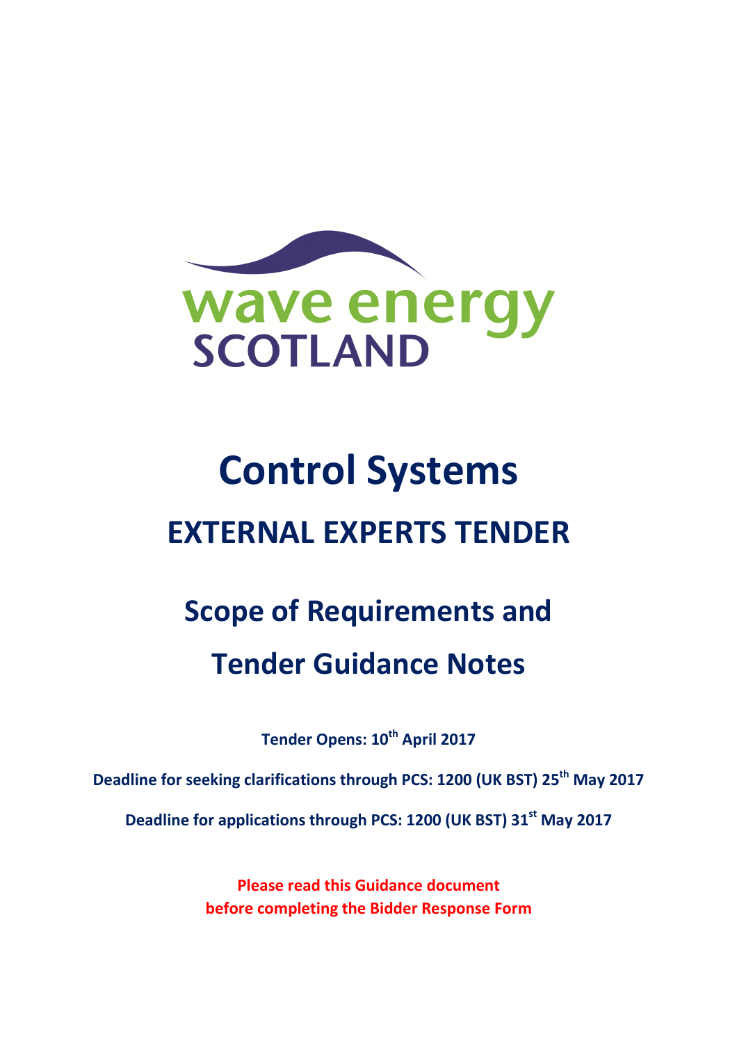wave energy
SCOTLAND

# Control Systems

# EXTERNAL EXPERTS TENDER

## Scope of Requirements and

## Tender Guidance Notes

**Tender Opens: 10th April 2017**

**Deadline for seeking clarifications through PCS: 1200 (UK BST) 25th May 2017**

**Deadline for applications through PCS: 1200 (UK BST) 31st May 2017**

**Please read this Guidance document before completing the Bidder Response Form**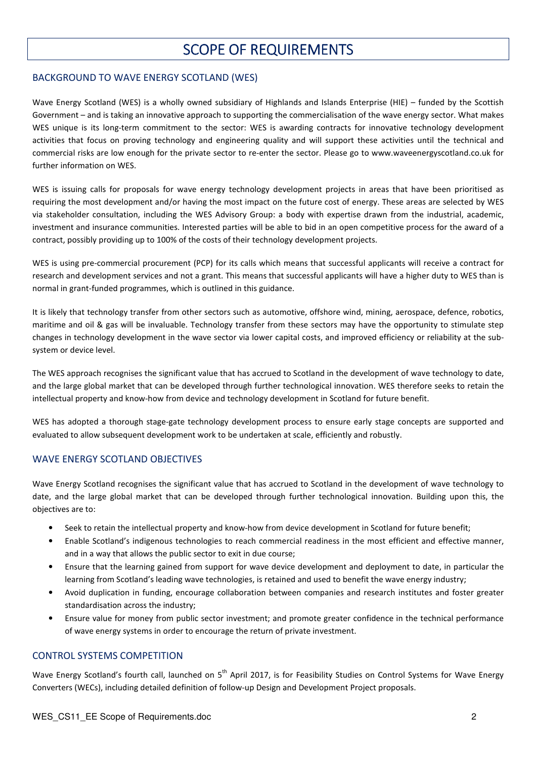# SCOPE OF REQUIREMENTS

## BACKGROUND TO WAVE ENERGY SCOTLAND (WES)

Wave Energy Scotland (WES) is a wholly owned subsidiary of Highlands and Islands Enterprise (HIE) – funded by the Scottish Government – and is taking an innovative approach to supporting the commercialisation of the wave energy sector. What makes WES unique is its long-term commitment to the sector: WES is awarding contracts for innovative technology development activities that focus on proving technology and engineering quality and will support these activities until the technical and commercial risks are low enough for the private sector to re-enter the sector. Please go to www.waveenergyscotland.co.uk for further information on WES.

WES is issuing calls for proposals for wave energy technology development projects in areas that have been prioritised as requiring the most development and/or having the most impact on the future cost of energy. These areas are selected by WES via stakeholder consultation, including the WES Advisory Group: a body with expertise drawn from the industrial, academic, investment and insurance communities. Interested parties will be able to bid in an open competitive process for the award of a contract, possibly providing up to 100% of the costs of their technology development projects.

WES is using pre-commercial procurement (PCP) for its calls which means that successful applicants will receive a contract for research and development services and not a grant. This means that successful applicants will have a higher duty to WES than is normal in grant-funded programmes, which is outlined in this guidance.

It is likely that technology transfer from other sectors such as automotive, offshore wind, mining, aerospace, defence, robotics, maritime and oil & gas will be invaluable. Technology transfer from these sectors may have the opportunity to stimulate step changes in technology development in the wave sector via lower capital costs, and improved efficiency or reliability at the sub-system or device level.

The WES approach recognises the significant value that has accrued to Scotland in the development of wave technology to date, and the large global market that can be developed through further technological innovation. WES therefore seeks to retain the intellectual property and know-how from device and technology development in Scotland for future benefit.

WES has adopted a thorough stage-gate technology development process to ensure early stage concepts are supported and evaluated to allow subsequent development work to be undertaken at scale, efficiently and robustly.

## WAVE ENERGY SCOTLAND OBJECTIVES

Wave Energy Scotland recognises the significant value that has accrued to Scotland in the development of wave technology to date, and the large global market that can be developed through further technological innovation. Building upon this, the objectives are to:

- Seek to retain the intellectual property and know-how from device development in Scotland for future benefit;
- Enable Scotland's indigenous technologies to reach commercial readiness in the most efficient and effective manner, and in a way that allows the public sector to exit in due course;
- Ensure that the learning gained from support for wave device development and deployment to date, in particular the learning from Scotland's leading wave technologies, is retained and used to benefit the wave energy industry;
- Avoid duplication in funding, encourage collaboration between companies and research institutes and foster greater standardisation across the industry;
- Ensure value for money from public sector investment; and promote greater confidence in the technical performance of wave energy systems in order to encourage the return of private investment.

## CONTROL SYSTEMS COMPETITION

Wave Energy Scotland's fourth call, launched on 5th April 2017, is for Feasibility Studies on Control Systems for Wave Energy Converters (WECs), including detailed definition of follow-up Design and Development Project proposals.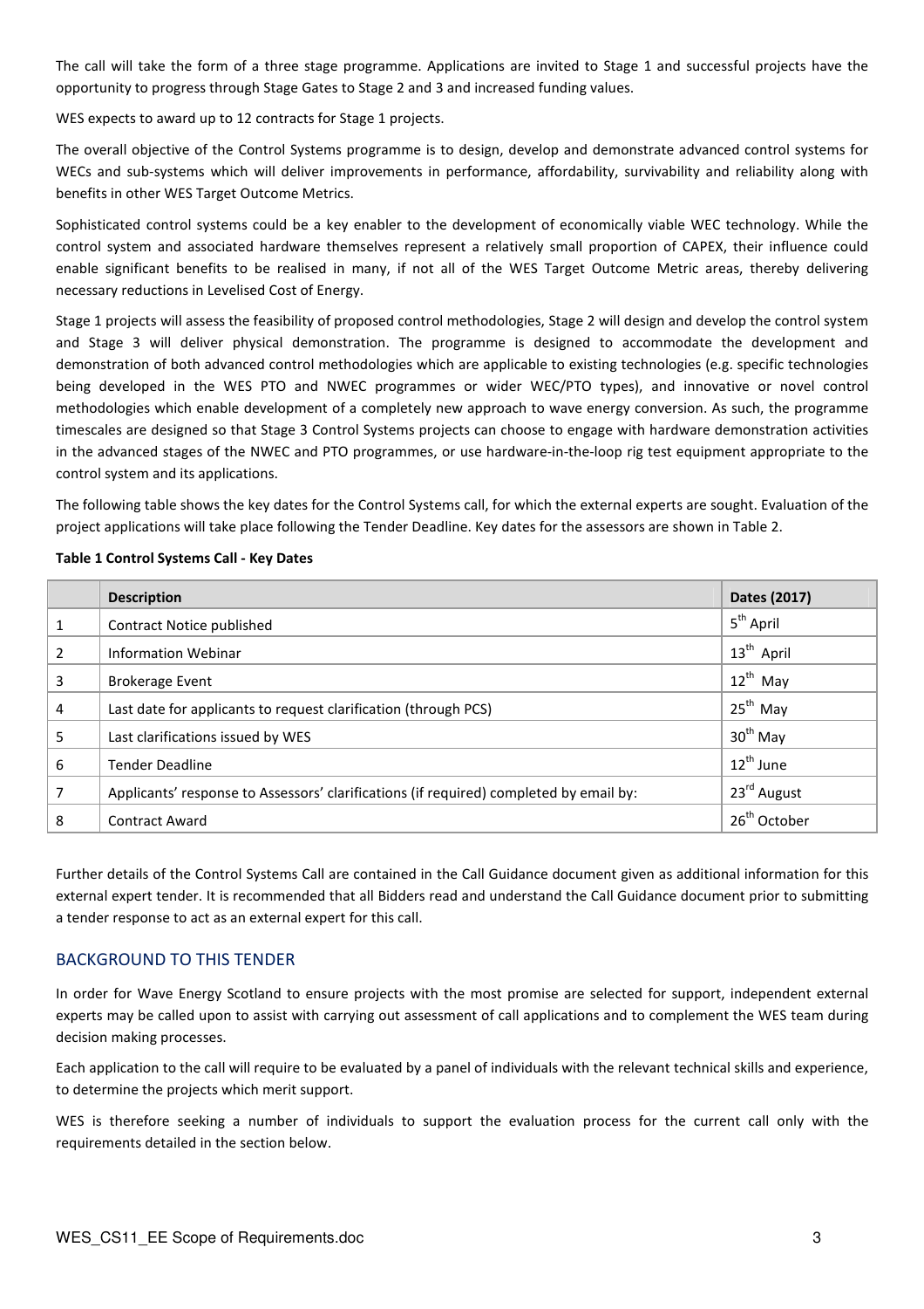The call will take the form of a three stage programme. Applications are invited to Stage 1 and successful projects have the opportunity to progress through Stage Gates to Stage 2 and 3 and increased funding values.

WES expects to award up to 12 contracts for Stage 1 projects.

The overall objective of the Control Systems programme is to design, develop and demonstrate advanced control systems for WECs and sub-systems which will deliver improvements in performance, affordability, survivability and reliability along with benefits in other WES Target Outcome Metrics.

Sophisticated control systems could be a key enabler to the development of economically viable WEC technology. While the control system and associated hardware themselves represent a relatively small proportion of CAPEX, their influence could enable significant benefits to be realised in many, if not all of the WES Target Outcome Metric areas, thereby delivering necessary reductions in Levelised Cost of Energy.

Stage 1 projects will assess the feasibility of proposed control methodologies, Stage 2 will design and develop the control system and Stage 3 will deliver physical demonstration. The programme is designed to accommodate the development and demonstration of both advanced control methodologies which are applicable to existing technologies (e.g. specific technologies being developed in the WES PTO and NWEC programmes or wider WEC/PTO types), and innovative or novel control methodologies which enable development of a completely new approach to wave energy conversion. As such, the programme timescales are designed so that Stage 3 Control Systems projects can choose to engage with hardware demonstration activities in the advanced stages of the NWEC and PTO programmes, or use hardware-in-the-loop rig test equipment appropriate to the control system and its applications.

The following table shows the key dates for the Control Systems call, for which the external experts are sought. Evaluation of the project applications will take place following the Tender Deadline. Key dates for the assessors are shown in Table 2.

**Table 1 Control Systems Call - Key Dates**

| | Description | Dates (2017) |
|---|---|---|
| 1 | Contract Notice published | 5th April |
| 2 | Information Webinar | 13th April |
| 3 | Brokerage Event | 12th May |
| 4 | Last date for applicants to request clarification (through PCS) | 25th May |
| 5 | Last clarifications issued by WES | 30th May |
| 6 | Tender Deadline | 12th June |
| 7 | Applicants' response to Assessors' clarifications (if required) completed by email by: | 23rd August |
| 8 | Contract Award | 26th October |

Further details of the Control Systems Call are contained in the Call Guidance document given as additional information for this external expert tender. It is recommended that all Bidders read and understand the Call Guidance document prior to submitting a tender response to act as an external expert for this call.

## BACKGROUND TO THIS TENDER

In order for Wave Energy Scotland to ensure projects with the most promise are selected for support, independent external experts may be called upon to assist with carrying out assessment of call applications and to complement the WES team during decision making processes.

Each application to the call will require to be evaluated by a panel of individuals with the relevant technical skills and experience, to determine the projects which merit support.

WES is therefore seeking a number of individuals to support the evaluation process for the current call only with the requirements detailed in the section below.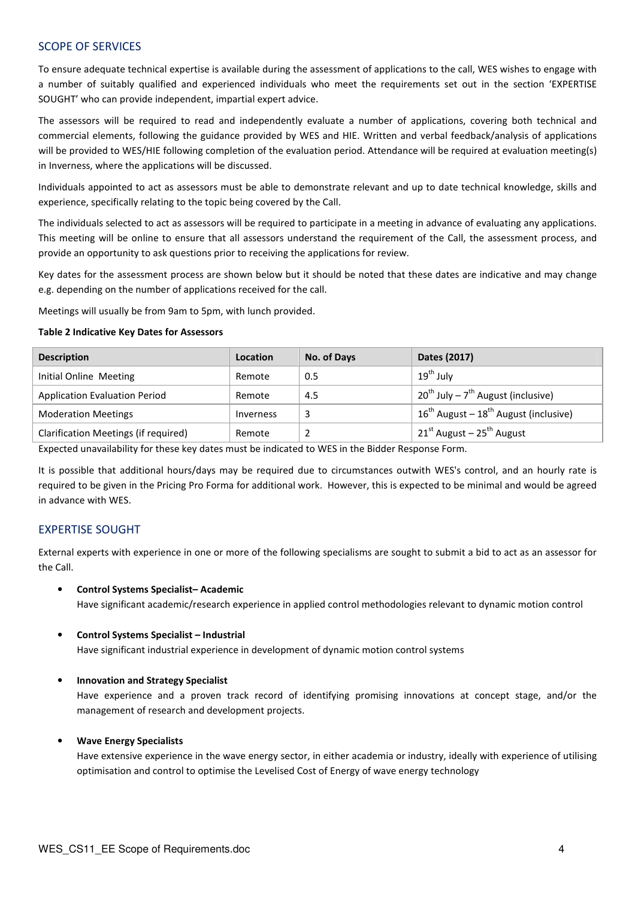## SCOPE OF SERVICES

To ensure adequate technical expertise is available during the assessment of applications to the call, WES wishes to engage with a number of suitably qualified and experienced individuals who meet the requirements set out in the section 'EXPERTISE SOUGHT' who can provide independent, impartial expert advice.

The assessors will be required to read and independently evaluate a number of applications, covering both technical and commercial elements, following the guidance provided by WES and HIE. Written and verbal feedback/analysis of applications will be provided to WES/HIE following completion of the evaluation period. Attendance will be required at evaluation meeting(s) in Inverness, where the applications will be discussed.

Individuals appointed to act as assessors must be able to demonstrate relevant and up to date technical knowledge, skills and experience, specifically relating to the topic being covered by the Call.

The individuals selected to act as assessors will be required to participate in a meeting in advance of evaluating any applications. This meeting will be online to ensure that all assessors understand the requirement of the Call, the assessment process, and provide an opportunity to ask questions prior to receiving the applications for review.

Key dates for the assessment process are shown below but it should be noted that these dates are indicative and may change e.g. depending on the number of applications received for the call.

Meetings will usually be from 9am to 5pm, with lunch provided.

**Table 2 Indicative Key Dates for Assessors**

| Description | Location | No. of Days | Dates (2017) |
|---|---|---|---|
| Initial Online Meeting | Remote | 0.5 | 19th July |
| Application Evaluation Period | Remote | 4.5 | 20th July – 7th August (inclusive) |
| Moderation Meetings | Inverness | 3 | 16th August – 18th August (inclusive) |
| Clarification Meetings (if required) | Remote | 2 | 21st August – 25th August |

Expected unavailability for these key dates must be indicated to WES in the Bidder Response Form.

It is possible that additional hours/days may be required due to circumstances outwith WES's control, and an hourly rate is required to be given in the Pricing Pro Forma for additional work. However, this is expected to be minimal and would be agreed in advance with WES.

## EXPERTISE SOUGHT

External experts with experience in one or more of the following specialisms are sought to submit a bid to act as an assessor for the Call.

- **Control Systems Specialist– Academic**
  Have significant academic/research experience in applied control methodologies relevant to dynamic motion control

- **Control Systems Specialist – Industrial**
  Have significant industrial experience in development of dynamic motion control systems

- **Innovation and Strategy Specialist**
  Have experience and a proven track record of identifying promising innovations at concept stage, and/or the management of research and development projects.

- **Wave Energy Specialists**
  Have extensive experience in the wave energy sector, in either academia or industry, ideally with experience of utilising optimisation and control to optimise the Levelised Cost of Energy of wave energy technology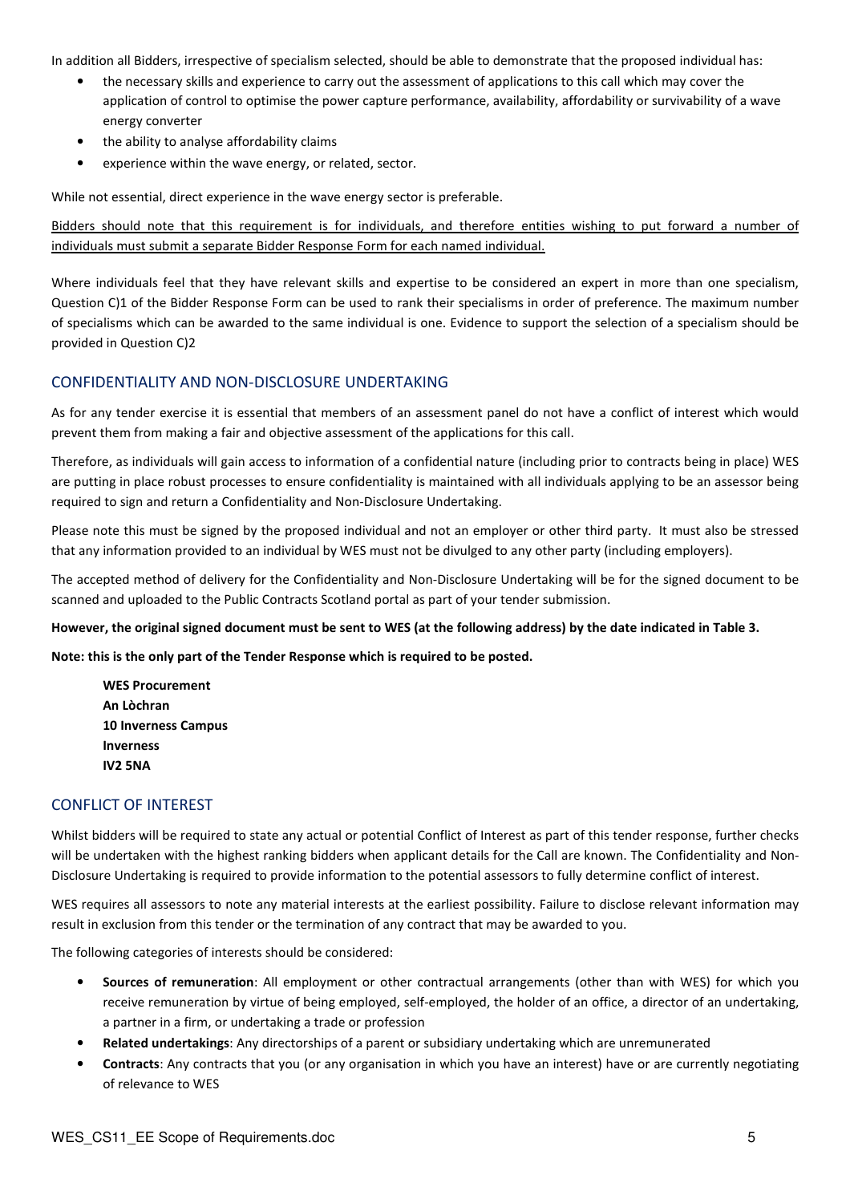In addition all Bidders, irrespective of specialism selected, should be able to demonstrate that the proposed individual has:

- the necessary skills and experience to carry out the assessment of applications to this call which may cover the application of control to optimise the power capture performance, availability, affordability or survivability of a wave energy converter
- the ability to analyse affordability claims
- experience within the wave energy, or related, sector.

While not essential, direct experience in the wave energy sector is preferable.

<u>Bidders should note that this requirement is for individuals, and therefore entities wishing to put forward a number of individuals must submit a separate Bidder Response Form for each named individual.</u>

Where individuals feel that they have relevant skills and expertise to be considered an expert in more than one specialism, Question C)1 of the Bidder Response Form can be used to rank their specialisms in order of preference. The maximum number of specialisms which can be awarded to the same individual is one. Evidence to support the selection of a specialism should be provided in Question C)2

## CONFIDENTIALITY AND NON-DISCLOSURE UNDERTAKING

As for any tender exercise it is essential that members of an assessment panel do not have a conflict of interest which would prevent them from making a fair and objective assessment of the applications for this call.

Therefore, as individuals will gain access to information of a confidential nature (including prior to contracts being in place) WES are putting in place robust processes to ensure confidentiality is maintained with all individuals applying to be an assessor being required to sign and return a Confidentiality and Non-Disclosure Undertaking.

Please note this must be signed by the proposed individual and not an employer or other third party. It must also be stressed that any information provided to an individual by WES must not be divulged to any other party (including employers).

The accepted method of delivery for the Confidentiality and Non-Disclosure Undertaking will be for the signed document to be scanned and uploaded to the Public Contracts Scotland portal as part of your tender submission.

**However, the original signed document must be sent to WES (at the following address) by the date indicated in Table 3.**

**Note: this is the only part of the Tender Response which is required to be posted.**

**WES Procurement**
**An Lòchran**
**10 Inverness Campus**
**Inverness**
**IV2 5NA**

## CONFLICT OF INTEREST

Whilst bidders will be required to state any actual or potential Conflict of Interest as part of this tender response, further checks will be undertaken with the highest ranking bidders when applicant details for the Call are known. The Confidentiality and Non-Disclosure Undertaking is required to provide information to the potential assessors to fully determine conflict of interest.

WES requires all assessors to note any material interests at the earliest possibility. Failure to disclose relevant information may result in exclusion from this tender or the termination of any contract that may be awarded to you.

The following categories of interests should be considered:

- **Sources of remuneration**: All employment or other contractual arrangements (other than with WES) for which you receive remuneration by virtue of being employed, self-employed, the holder of an office, a director of an undertaking, a partner in a firm, or undertaking a trade or profession
- **Related undertakings**: Any directorships of a parent or subsidiary undertaking which are unremunerated
- **Contracts**: Any contracts that you (or any organisation in which you have an interest) have or are currently negotiating of relevance to WES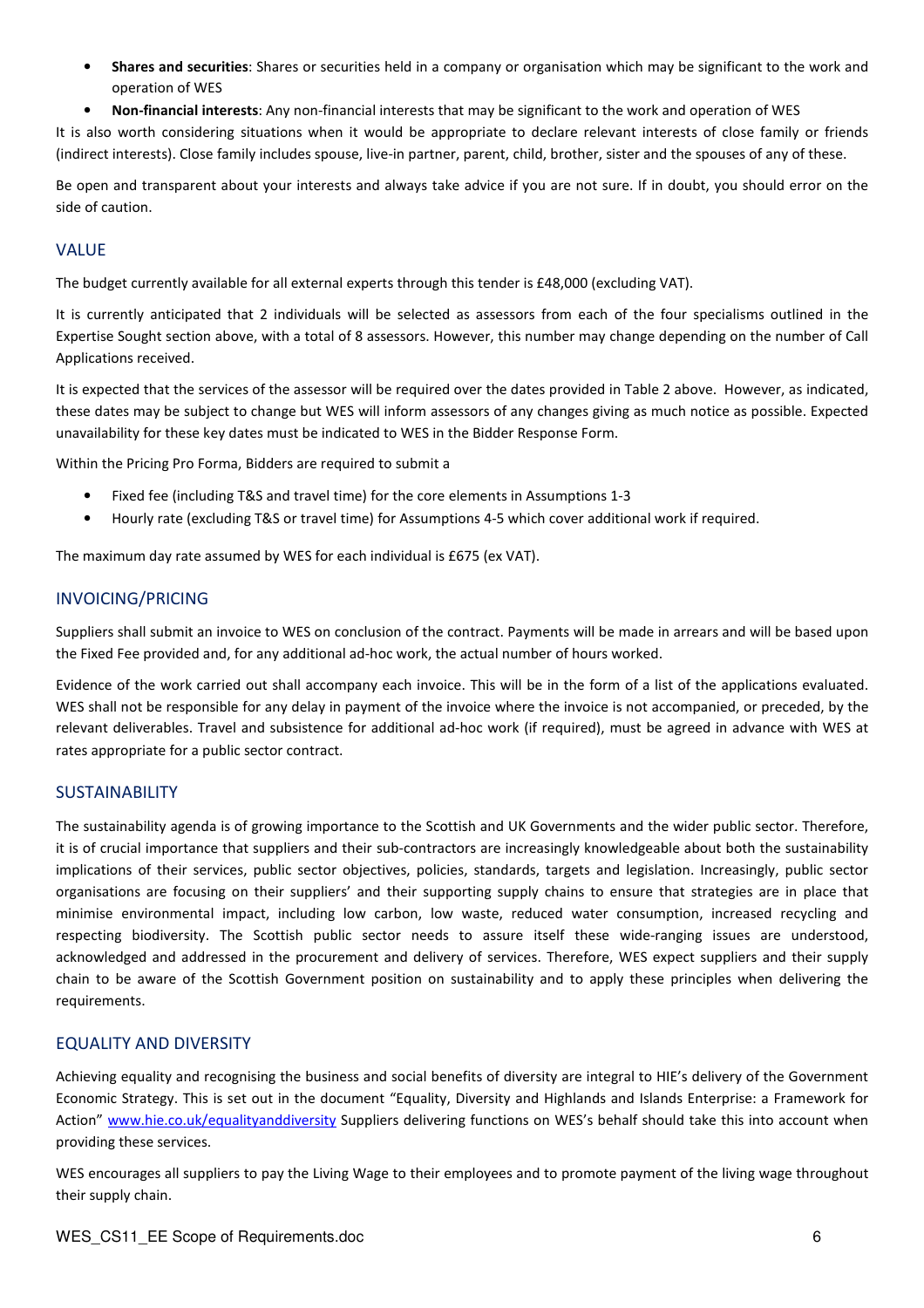- **Shares and securities**: Shares or securities held in a company or organisation which may be significant to the work and operation of WES
- **Non-financial interests**: Any non-financial interests that may be significant to the work and operation of WES

It is also worth considering situations when it would be appropriate to declare relevant interests of close family or friends (indirect interests). Close family includes spouse, live-in partner, parent, child, brother, sister and the spouses of any of these.

Be open and transparent about your interests and always take advice if you are not sure. If in doubt, you should error on the side of caution.

## VALUE

The budget currently available for all external experts through this tender is £48,000 (excluding VAT).

It is currently anticipated that 2 individuals will be selected as assessors from each of the four specialisms outlined in the Expertise Sought section above, with a total of 8 assessors. However, this number may change depending on the number of Call Applications received.

It is expected that the services of the assessor will be required over the dates provided in Table 2 above. However, as indicated, these dates may be subject to change but WES will inform assessors of any changes giving as much notice as possible. Expected unavailability for these key dates must be indicated to WES in the Bidder Response Form.

Within the Pricing Pro Forma, Bidders are required to submit a

- Fixed fee (including T&S and travel time) for the core elements in Assumptions 1-3
- Hourly rate (excluding T&S or travel time) for Assumptions 4-5 which cover additional work if required.

The maximum day rate assumed by WES for each individual is £675 (ex VAT).

## INVOICING/PRICING

Suppliers shall submit an invoice to WES on conclusion of the contract. Payments will be made in arrears and will be based upon the Fixed Fee provided and, for any additional ad-hoc work, the actual number of hours worked.

Evidence of the work carried out shall accompany each invoice. This will be in the form of a list of the applications evaluated. WES shall not be responsible for any delay in payment of the invoice where the invoice is not accompanied, or preceded, by the relevant deliverables. Travel and subsistence for additional ad-hoc work (if required), must be agreed in advance with WES at rates appropriate for a public sector contract.

## SUSTAINABILITY

The sustainability agenda is of growing importance to the Scottish and UK Governments and the wider public sector. Therefore, it is of crucial importance that suppliers and their sub-contractors are increasingly knowledgeable about both the sustainability implications of their services, public sector objectives, policies, standards, targets and legislation. Increasingly, public sector organisations are focusing on their suppliers' and their supporting supply chains to ensure that strategies are in place that minimise environmental impact, including low carbon, low waste, reduced water consumption, increased recycling and respecting biodiversity. The Scottish public sector needs to assure itself these wide-ranging issues are understood, acknowledged and addressed in the procurement and delivery of services. Therefore, WES expect suppliers and their supply chain to be aware of the Scottish Government position on sustainability and to apply these principles when delivering the requirements.

## EQUALITY AND DIVERSITY

Achieving equality and recognising the business and social benefits of diversity are integral to HIE's delivery of the Government Economic Strategy. This is set out in the document "Equality, Diversity and Highlands and Islands Enterprise: a Framework for Action" www.hie.co.uk/equalityanddiversity Suppliers delivering functions on WES's behalf should take this into account when providing these services.

WES encourages all suppliers to pay the Living Wage to their employees and to promote payment of the living wage throughout their supply chain.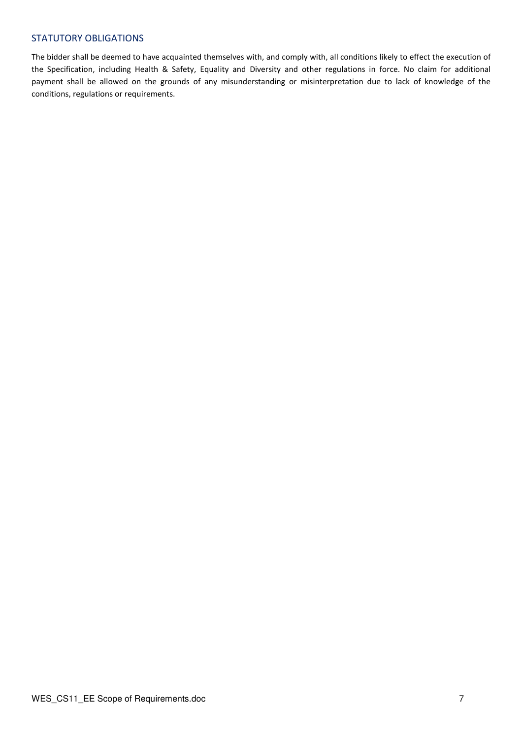## STATUTORY OBLIGATIONS

The bidder shall be deemed to have acquainted themselves with, and comply with, all conditions likely to effect the execution of the Specification, including Health & Safety, Equality and Diversity and other regulations in force. No claim for additional payment shall be allowed on the grounds of any misunderstanding or misinterpretation due to lack of knowledge of the conditions, regulations or requirements.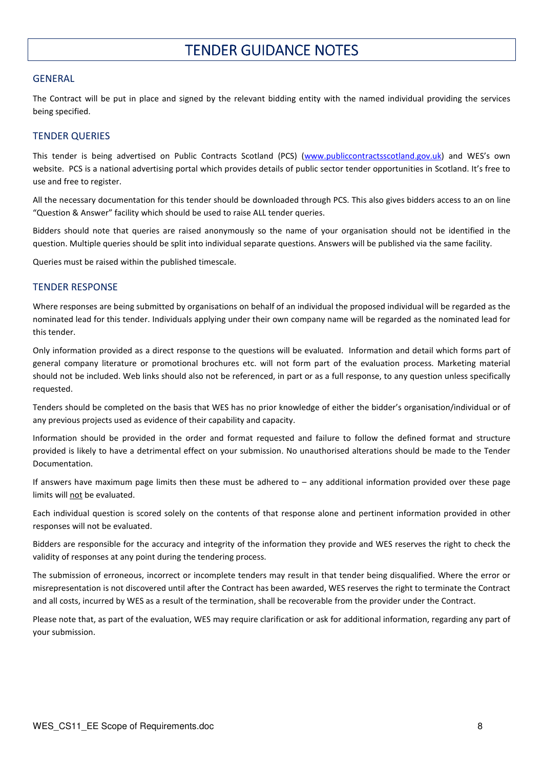# TENDER GUIDANCE NOTES

## GENERAL

The Contract will be put in place and signed by the relevant bidding entity with the named individual providing the services being specified.

## TENDER QUERIES

This tender is being advertised on Public Contracts Scotland (PCS) (www.publiccontractsscotland.gov.uk) and WES's own website. PCS is a national advertising portal which provides details of public sector tender opportunities in Scotland. It's free to use and free to register.

All the necessary documentation for this tender should be downloaded through PCS. This also gives bidders access to an on line "Question & Answer" facility which should be used to raise ALL tender queries.

Bidders should note that queries are raised anonymously so the name of your organisation should not be identified in the question. Multiple queries should be split into individual separate questions. Answers will be published via the same facility.

Queries must be raised within the published timescale.

## TENDER RESPONSE

Where responses are being submitted by organisations on behalf of an individual the proposed individual will be regarded as the nominated lead for this tender. Individuals applying under their own company name will be regarded as the nominated lead for this tender.

Only information provided as a direct response to the questions will be evaluated. Information and detail which forms part of general company literature or promotional brochures etc. will not form part of the evaluation process. Marketing material should not be included. Web links should also not be referenced, in part or as a full response, to any question unless specifically requested.

Tenders should be completed on the basis that WES has no prior knowledge of either the bidder's organisation/individual or of any previous projects used as evidence of their capability and capacity.

Information should be provided in the order and format requested and failure to follow the defined format and structure provided is likely to have a detrimental effect on your submission. No unauthorised alterations should be made to the Tender Documentation.

If answers have maximum page limits then these must be adhered to – any additional information provided over these page limits will not be evaluated.

Each individual question is scored solely on the contents of that response alone and pertinent information provided in other responses will not be evaluated.

Bidders are responsible for the accuracy and integrity of the information they provide and WES reserves the right to check the validity of responses at any point during the tendering process.

The submission of erroneous, incorrect or incomplete tenders may result in that tender being disqualified. Where the error or misrepresentation is not discovered until after the Contract has been awarded, WES reserves the right to terminate the Contract and all costs, incurred by WES as a result of the termination, shall be recoverable from the provider under the Contract.

Please note that, as part of the evaluation, WES may require clarification or ask for additional information, regarding any part of your submission.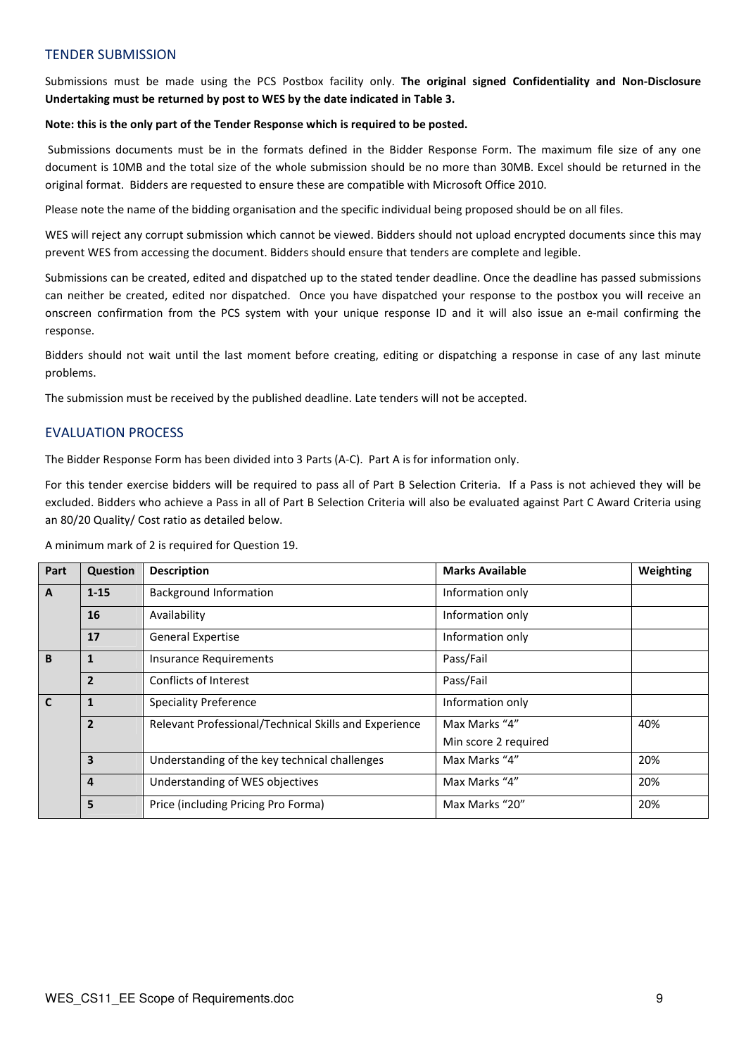## TENDER SUBMISSION

Submissions must be made using the PCS Postbox facility only. **The original signed Confidentiality and Non-Disclosure Undertaking must be returned by post to WES by the date indicated in Table 3.**

**Note: this is the only part of the Tender Response which is required to be posted.**

Submissions documents must be in the formats defined in the Bidder Response Form. The maximum file size of any one document is 10MB and the total size of the whole submission should be no more than 30MB. Excel should be returned in the original format. Bidders are requested to ensure these are compatible with Microsoft Office 2010.

Please note the name of the bidding organisation and the specific individual being proposed should be on all files.

WES will reject any corrupt submission which cannot be viewed. Bidders should not upload encrypted documents since this may prevent WES from accessing the document. Bidders should ensure that tenders are complete and legible.

Submissions can be created, edited and dispatched up to the stated tender deadline. Once the deadline has passed submissions can neither be created, edited nor dispatched. Once you have dispatched your response to the postbox you will receive an onscreen confirmation from the PCS system with your unique response ID and it will also issue an e-mail confirming the response.

Bidders should not wait until the last moment before creating, editing or dispatching a response in case of any last minute problems.

The submission must be received by the published deadline. Late tenders will not be accepted.

## EVALUATION PROCESS

The Bidder Response Form has been divided into 3 Parts (A-C). Part A is for information only.

For this tender exercise bidders will be required to pass all of Part B Selection Criteria. If a Pass is not achieved they will be excluded. Bidders who achieve a Pass in all of Part B Selection Criteria will also be evaluated against Part C Award Criteria using an 80/20 Quality/ Cost ratio as detailed below.

A minimum mark of 2 is required for Question 19.

| Part | Question | Description | Marks Available | Weighting |
|---|---|---|---|---|
| A | 1-15 | Background Information | Information only | |
| | 16 | Availability | Information only | |
| | 17 | General Expertise | Information only | |
| B | 1 | Insurance Requirements | Pass/Fail | |
| | 2 | Conflicts of Interest | Pass/Fail | |
| C | 1 | Speciality Preference | Information only | |
| | 2 | Relevant Professional/Technical Skills and Experience | Max Marks "4"<br>Min score 2 required | 40% |
| | 3 | Understanding of the key technical challenges | Max Marks "4" | 20% |
| | 4 | Understanding of WES objectives | Max Marks "4" | 20% |
| | 5 | Price (including Pricing Pro Forma) | Max Marks "20" | 20% |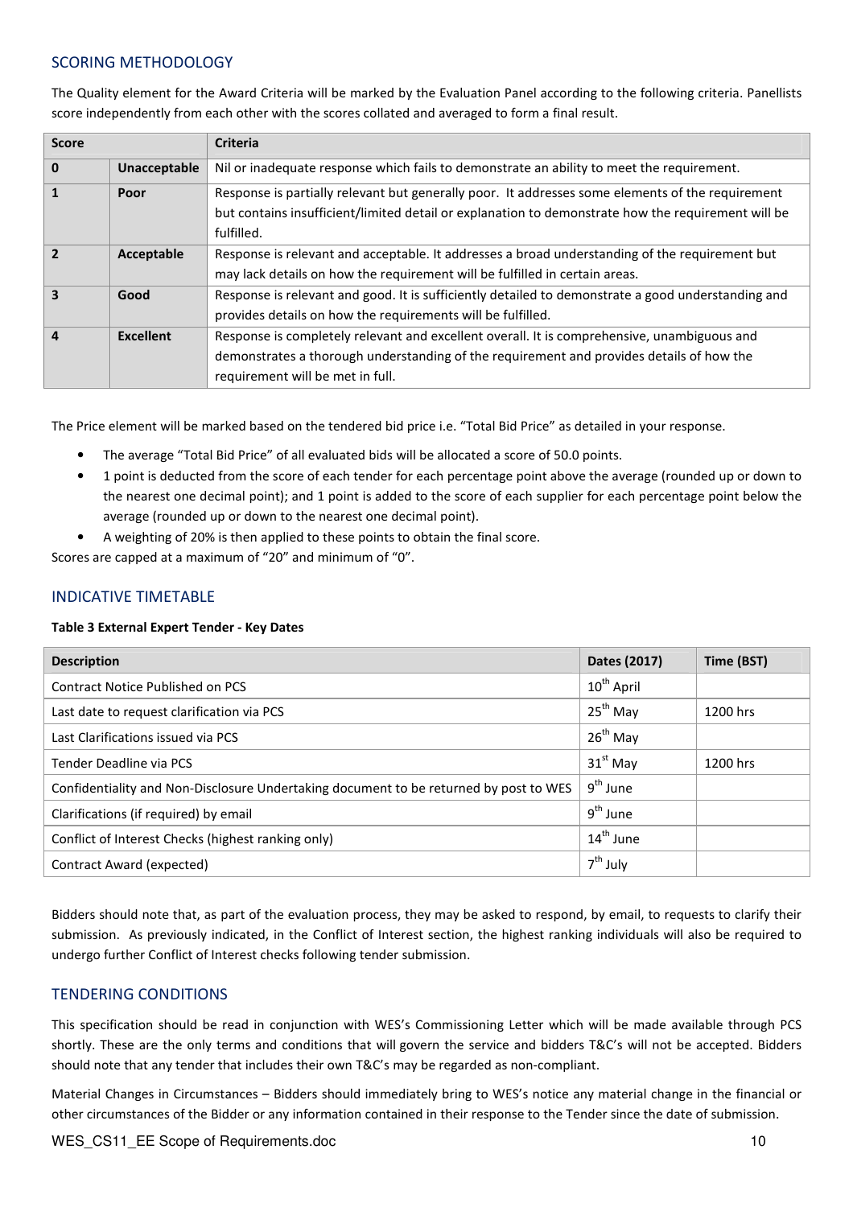## SCORING METHODOLOGY

The Quality element for the Award Criteria will be marked by the Evaluation Panel according to the following criteria. Panellists score independently from each other with the scores collated and averaged to form a final result.

| Score | | Criteria |
|---|---|---|
| **0** | **Unacceptable** | Nil or inadequate response which fails to demonstrate an ability to meet the requirement. |
| **1** | **Poor** | Response is partially relevant but generally poor. It addresses some elements of the requirement but contains insufficient/limited detail or explanation to demonstrate how the requirement will be fulfilled. |
| **2** | **Acceptable** | Response is relevant and acceptable. It addresses a broad understanding of the requirement but may lack details on how the requirement will be fulfilled in certain areas. |
| **3** | **Good** | Response is relevant and good. It is sufficiently detailed to demonstrate a good understanding and provides details on how the requirements will be fulfilled. |
| **4** | **Excellent** | Response is completely relevant and excellent overall. It is comprehensive, unambiguous and demonstrates a thorough understanding of the requirement and provides details of how the requirement will be met in full. |

The Price element will be marked based on the tendered bid price i.e. "Total Bid Price" as detailed in your response.

- The average "Total Bid Price" of all evaluated bids will be allocated a score of 50.0 points.
- 1 point is deducted from the score of each tender for each percentage point above the average (rounded up or down to the nearest one decimal point); and 1 point is added to the score of each supplier for each percentage point below the average (rounded up or down to the nearest one decimal point).
- A weighting of 20% is then applied to these points to obtain the final score.

Scores are capped at a maximum of "20" and minimum of "0".

## INDICATIVE TIMETABLE

**Table 3 External Expert Tender - Key Dates**

| Description | Dates (2017) | Time (BST) |
|---|---|---|
| Contract Notice Published on PCS | 10th April | |
| Last date to request clarification via PCS | 25th May | 1200 hrs |
| Last Clarifications issued via PCS | 26th May | |
| Tender Deadline via PCS | 31st May | 1200 hrs |
| Confidentiality and Non-Disclosure Undertaking document to be returned by post to WES | 9th June | |
| Clarifications (if required) by email | 9th June | |
| Conflict of Interest Checks (highest ranking only) | 14th June | |
| Contract Award (expected) | 7th July | |

Bidders should note that, as part of the evaluation process, they may be asked to respond, by email, to requests to clarify their submission. As previously indicated, in the Conflict of Interest section, the highest ranking individuals will also be required to undergo further Conflict of Interest checks following tender submission.

## TENDERING CONDITIONS

This specification should be read in conjunction with WES's Commissioning Letter which will be made available through PCS shortly. These are the only terms and conditions that will govern the service and bidders T&C's will not be accepted. Bidders should note that any tender that includes their own T&C's may be regarded as non-compliant.

Material Changes in Circumstances – Bidders should immediately bring to WES's notice any material change in the financial or other circumstances of the Bidder or any information contained in their response to the Tender since the date of submission.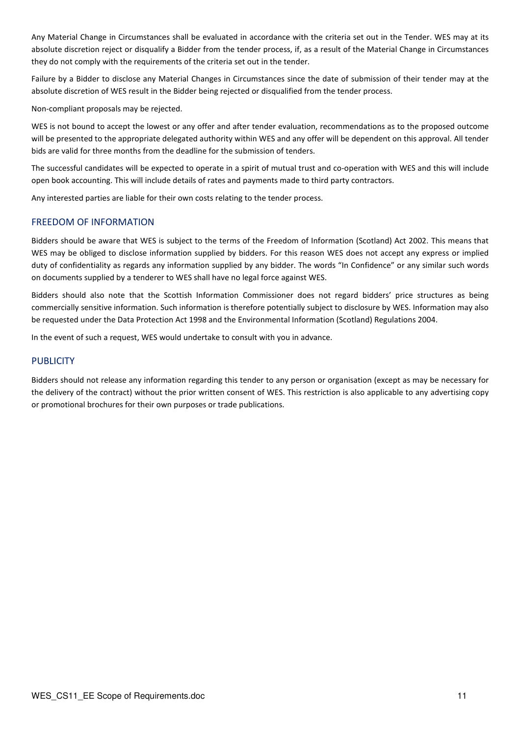Any Material Change in Circumstances shall be evaluated in accordance with the criteria set out in the Tender. WES may at its absolute discretion reject or disqualify a Bidder from the tender process, if, as a result of the Material Change in Circumstances they do not comply with the requirements of the criteria set out in the tender.

Failure by a Bidder to disclose any Material Changes in Circumstances since the date of submission of their tender may at the absolute discretion of WES result in the Bidder being rejected or disqualified from the tender process.

Non-compliant proposals may be rejected.

WES is not bound to accept the lowest or any offer and after tender evaluation, recommendations as to the proposed outcome will be presented to the appropriate delegated authority within WES and any offer will be dependent on this approval. All tender bids are valid for three months from the deadline for the submission of tenders.

The successful candidates will be expected to operate in a spirit of mutual trust and co-operation with WES and this will include open book accounting. This will include details of rates and payments made to third party contractors.

Any interested parties are liable for their own costs relating to the tender process.

## FREEDOM OF INFORMATION

Bidders should be aware that WES is subject to the terms of the Freedom of Information (Scotland) Act 2002. This means that WES may be obliged to disclose information supplied by bidders. For this reason WES does not accept any express or implied duty of confidentiality as regards any information supplied by any bidder. The words "In Confidence" or any similar such words on documents supplied by a tenderer to WES shall have no legal force against WES.

Bidders should also note that the Scottish Information Commissioner does not regard bidders' price structures as being commercially sensitive information. Such information is therefore potentially subject to disclosure by WES. Information may also be requested under the Data Protection Act 1998 and the Environmental Information (Scotland) Regulations 2004.

In the event of such a request, WES would undertake to consult with you in advance.

## PUBLICITY

Bidders should not release any information regarding this tender to any person or organisation (except as may be necessary for the delivery of the contract) without the prior written consent of WES. This restriction is also applicable to any advertising copy or promotional brochures for their own purposes or trade publications.